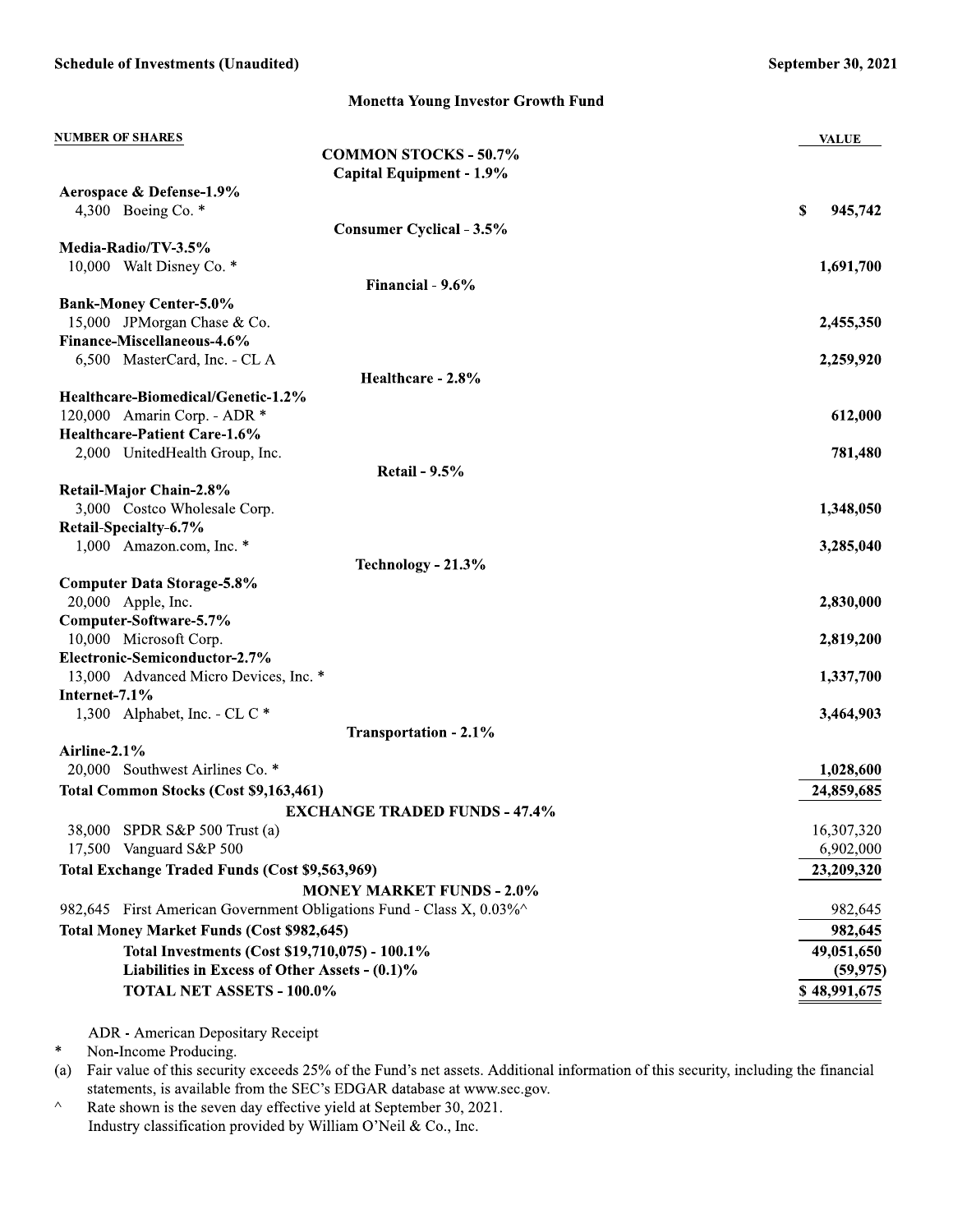**Schedule of Investments (Unaudited)** **September 30, 2021**

## Monetta Young Investor Growth Fund

| NUMBER OF SHARES | | VALUE |
|---|---|---|
| | **COMMON STOCKS - 50.7%** | |
| | **Capital Equipment - 1.9%** | |
| **Aerospace & Defense-1.9%** | | |
| 4,300 | Boeing Co. * | $ 945,742 |
| | **Consumer Cyclical - 3.5%** | |
| **Media-Radio/TV-3.5%** | | |
| 10,000 | Walt Disney Co. * | 1,691,700 |
| | **Financial - 9.6%** | |
| **Bank-Money Center-5.0%** | | |
| 15,000 | JPMorgan Chase & Co. | 2,455,350 |
| **Finance-Miscellaneous-4.6%** | | |
| 6,500 | MasterCard, Inc. - CL A | 2,259,920 |
| | **Healthcare - 2.8%** | |
| **Healthcare-Biomedical/Genetic-1.2%** | | |
| 120,000 | Amarin Corp. - ADR * | 612,000 |
| **Healthcare-Patient Care-1.6%** | | |
| 2,000 | UnitedHealth Group, Inc. | 781,480 |
| | **Retail - 9.5%** | |
| **Retail-Major Chain-2.8%** | | |
| 3,000 | Costco Wholesale Corp. | 1,348,050 |
| **Retail-Specialty-6.7%** | | |
| 1,000 | Amazon.com, Inc. * | 3,285,040 |
| | **Technology - 21.3%** | |
| **Computer Data Storage-5.8%** | | |
| 20,000 | Apple, Inc. | 2,830,000 |
| **Computer-Software-5.7%** | | |
| 10,000 | Microsoft Corp. | 2,819,200 |
| **Electronic-Semiconductor-2.7%** | | |
| 13,000 | Advanced Micro Devices, Inc. * | 1,337,700 |
| **Internet-7.1%** | | |
| 1,300 | Alphabet, Inc. - CL C * | 3,464,903 |
| | **Transportation - 2.1%** | |
| **Airline-2.1%** | | |
| 20,000 | Southwest Airlines Co. * | 1,028,600 |
| **Total Common Stocks (Cost $9,163,461)** | | **24,859,685** |
| | **EXCHANGE TRADED FUNDS - 47.4%** | |
| 38,000 | SPDR S&P 500 Trust (a) | 16,307,320 |
| 17,500 | Vanguard S&P 500 | 6,902,000 |
| **Total Exchange Traded Funds (Cost $9,563,969)** | | **23,209,320** |
| | **MONEY MARKET FUNDS - 2.0%** | |
| 982,645 | First American Government Obligations Fund - Class X, 0.03%^ | 982,645 |
| **Total Money Market Funds (Cost $982,645)** | | **982,645** |
| | **Total Investments (Cost $19,710,075) - 100.1%** | **49,051,650** |
| | **Liabilities in Excess of Other Assets - (0.1)%** | **(59,975)** |
| | **TOTAL NET ASSETS - 100.0%** | **$ 48,991,675** |

ADR - American Depositary Receipt

\* Non-Income Producing.

(a) Fair value of this security exceeds 25% of the Fund's net assets. Additional information of this security, including the financial statements, is available from the SEC's EDGAR database at www.sec.gov.

^ Rate shown is the seven day effective yield at September 30, 2021.

Industry classification provided by William O'Neil & Co., Inc.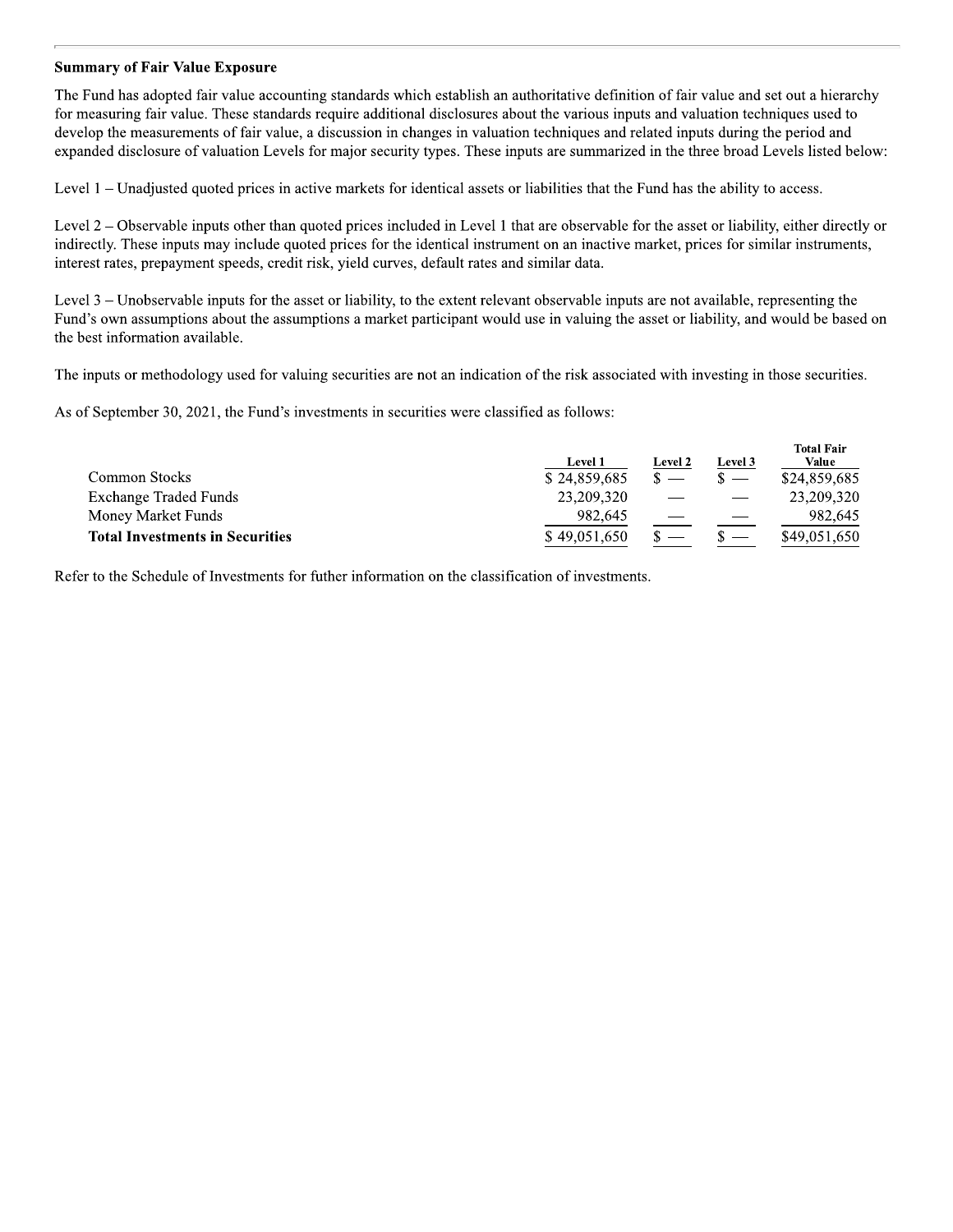**Summary of Fair Value Exposure**

The Fund has adopted fair value accounting standards which establish an authoritative definition of fair value and set out a hierarchy for measuring fair value. These standards require additional disclosures about the various inputs and valuation techniques used to develop the measurements of fair value, a discussion in changes in valuation techniques and related inputs during the period and expanded disclosure of valuation Levels for major security types. These inputs are summarized in the three broad Levels listed below:

Level 1 – Unadjusted quoted prices in active markets for identical assets or liabilities that the Fund has the ability to access.

Level 2 – Observable inputs other than quoted prices included in Level 1 that are observable for the asset or liability, either directly or indirectly. These inputs may include quoted prices for the identical instrument on an inactive market, prices for similar instruments, interest rates, prepayment speeds, credit risk, yield curves, default rates and similar data.

Level 3 – Unobservable inputs for the asset or liability, to the extent relevant observable inputs are not available, representing the Fund's own assumptions about the assumptions a market participant would use in valuing the asset or liability, and would be based on the best information available.

The inputs or methodology used for valuing securities are not an indication of the risk associated with investing in those securities.

As of September 30, 2021, the Fund's investments in securities were classified as follows:

| | Level 1 | Level 2 | Level 3 | Total Fair Value |
|---|---|---|---|---|
| Common Stocks | $ 24,859,685 | $ — | $ — | $24,859,685 |
| Exchange Traded Funds | 23,209,320 | — | — | 23,209,320 |
| Money Market Funds | 982,645 | — | — | 982,645 |
| **Total Investments in Securities** | $ 49,051,650 | $ — | $ — | $49,051,650 |

Refer to the Schedule of Investments for futher information on the classification of investments.